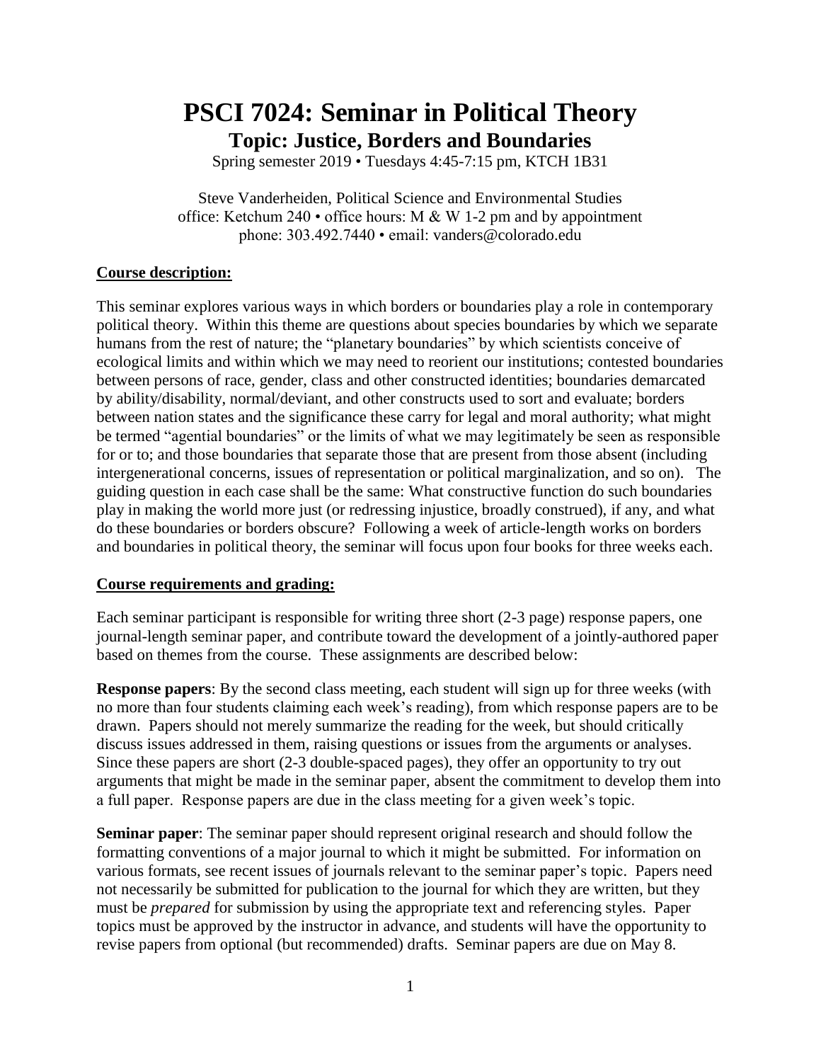# PSCI 7024: Seminar in Political Theory

## Topic: Justice, Borders and Boundaries

Spring semester 2019 • Tuesdays 4:45-7:15 pm, KTCH 1B31

Steve Vanderheiden, Political Science and Environmental Studies
office: Ketchum 240 • office hours: M & W 1-2 pm and by appointment
phone: 303.492.7440 • email: vanders@colorado.edu

**Course description:**

This seminar explores various ways in which borders or boundaries play a role in contemporary political theory. Within this theme are questions about species boundaries by which we separate humans from the rest of nature; the "planetary boundaries" by which scientists conceive of ecological limits and within which we may need to reorient our institutions; contested boundaries between persons of race, gender, class and other constructed identities; boundaries demarcated by ability/disability, normal/deviant, and other constructs used to sort and evaluate; borders between nation states and the significance these carry for legal and moral authority; what might be termed "agential boundaries" or the limits of what we may legitimately be seen as responsible for or to; and those boundaries that separate those that are present from those absent (including intergenerational concerns, issues of representation or political marginalization, and so on). The guiding question in each case shall be the same: What constructive function do such boundaries play in making the world more just (or redressing injustice, broadly construed), if any, and what do these boundaries or borders obscure? Following a week of article-length works on borders and boundaries in political theory, the seminar will focus upon four books for three weeks each.

**Course requirements and grading:**

Each seminar participant is responsible for writing three short (2-3 page) response papers, one journal-length seminar paper, and contribute toward the development of a jointly-authored paper based on themes from the course. These assignments are described below:

**Response papers**: By the second class meeting, each student will sign up for three weeks (with no more than four students claiming each week's reading), from which response papers are to be drawn. Papers should not merely summarize the reading for the week, but should critically discuss issues addressed in them, raising questions or issues from the arguments or analyses. Since these papers are short (2-3 double-spaced pages), they offer an opportunity to try out arguments that might be made in the seminar paper, absent the commitment to develop them into a full paper. Response papers are due in the class meeting for a given week's topic.

**Seminar paper**: The seminar paper should represent original research and should follow the formatting conventions of a major journal to which it might be submitted. For information on various formats, see recent issues of journals relevant to the seminar paper's topic. Papers need not necessarily be submitted for publication to the journal for which they are written, but they must be *prepared* for submission by using the appropriate text and referencing styles. Paper topics must be approved by the instructor in advance, and students will have the opportunity to revise papers from optional (but recommended) drafts. Seminar papers are due on May 8.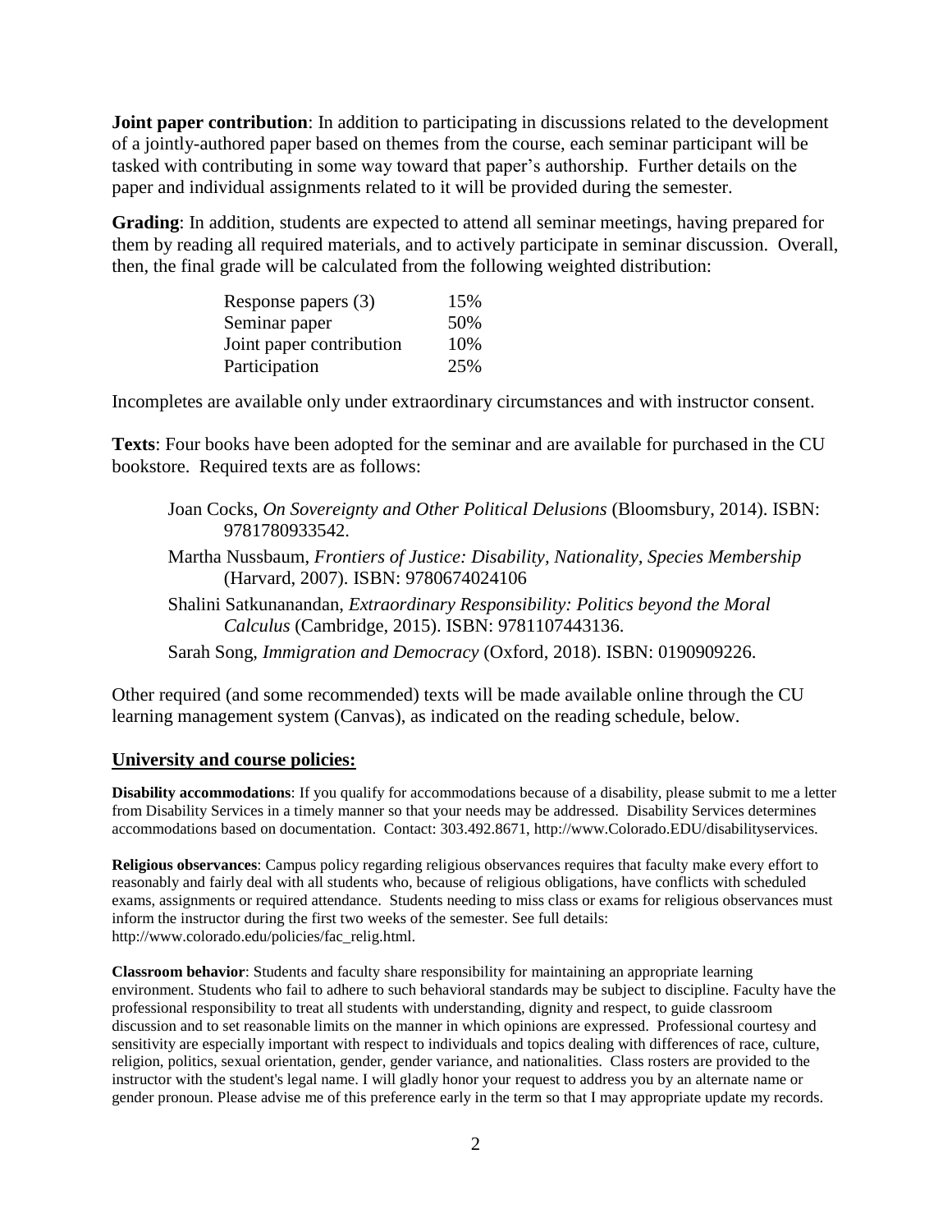**Joint paper contribution**: In addition to participating in discussions related to the development of a jointly-authored paper based on themes from the course, each seminar participant will be tasked with contributing in some way toward that paper's authorship. Further details on the paper and individual assignments related to it will be provided during the semester.

**Grading**: In addition, students are expected to attend all seminar meetings, having prepared for them by reading all required materials, and to actively participate in seminar discussion. Overall, then, the final grade will be calculated from the following weighted distribution:

| | |
|---|---|
| Response papers (3) | 15% |
| Seminar paper | 50% |
| Joint paper contribution | 10% |
| Participation | 25% |

Incompletes are available only under extraordinary circumstances and with instructor consent.

**Texts**: Four books have been adopted for the seminar and are available for purchased in the CU bookstore. Required texts are as follows:

Joan Cocks, *On Sovereignty and Other Political Delusions* (Bloomsbury, 2014). ISBN: 9781780933542.

Martha Nussbaum, *Frontiers of Justice: Disability, Nationality, Species Membership* (Harvard, 2007). ISBN: 9780674024106

Shalini Satkunanandan, *Extraordinary Responsibility: Politics beyond the Moral Calculus* (Cambridge, 2015). ISBN: 9781107443136.

Sarah Song, *Immigration and Democracy* (Oxford, 2018). ISBN: 0190909226.

Other required (and some recommended) texts will be made available online through the CU learning management system (Canvas), as indicated on the reading schedule, below.

## University and course policies:

**Disability accommodations**: If you qualify for accommodations because of a disability, please submit to me a letter from Disability Services in a timely manner so that your needs may be addressed. Disability Services determines accommodations based on documentation. Contact: 303.492.8671, http://www.Colorado.EDU/disabilityservices.

**Religious observances**: Campus policy regarding religious observances requires that faculty make every effort to reasonably and fairly deal with all students who, because of religious obligations, have conflicts with scheduled exams, assignments or required attendance. Students needing to miss class or exams for religious observances must inform the instructor during the first two weeks of the semester. See full details: http://www.colorado.edu/policies/fac_relig.html.

**Classroom behavior**: Students and faculty share responsibility for maintaining an appropriate learning environment. Students who fail to adhere to such behavioral standards may be subject to discipline. Faculty have the professional responsibility to treat all students with understanding, dignity and respect, to guide classroom discussion and to set reasonable limits on the manner in which opinions are expressed. Professional courtesy and sensitivity are especially important with respect to individuals and topics dealing with differences of race, culture, religion, politics, sexual orientation, gender, gender variance, and nationalities. Class rosters are provided to the instructor with the student's legal name. I will gladly honor your request to address you by an alternate name or gender pronoun. Please advise me of this preference early in the term so that I may appropriate update my records.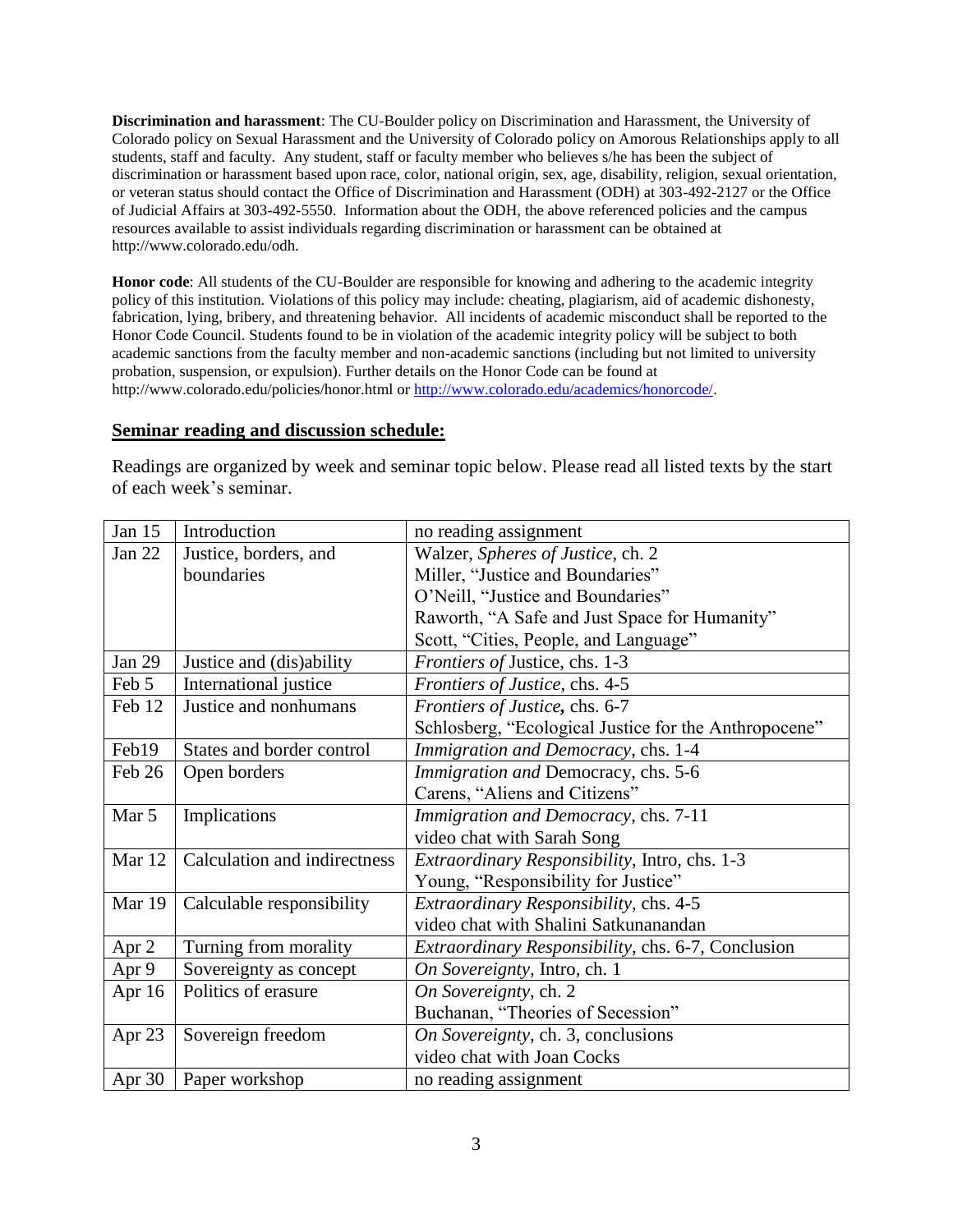**Discrimination and harassment**: The CU-Boulder policy on Discrimination and Harassment, the University of Colorado policy on Sexual Harassment and the University of Colorado policy on Amorous Relationships apply to all students, staff and faculty. Any student, staff or faculty member who believes s/he has been the subject of discrimination or harassment based upon race, color, national origin, sex, age, disability, religion, sexual orientation, or veteran status should contact the Office of Discrimination and Harassment (ODH) at 303-492-2127 or the Office of Judicial Affairs at 303-492-5550. Information about the ODH, the above referenced policies and the campus resources available to assist individuals regarding discrimination or harassment can be obtained at http://www.colorado.edu/odh.

**Honor code**: All students of the CU-Boulder are responsible for knowing and adhering to the academic integrity policy of this institution. Violations of this policy may include: cheating, plagiarism, aid of academic dishonesty, fabrication, lying, bribery, and threatening behavior. All incidents of academic misconduct shall be reported to the Honor Code Council. Students found to be in violation of the academic integrity policy will be subject to both academic sanctions from the faculty member and non-academic sanctions (including but not limited to university probation, suspension, or expulsion). Further details on the Honor Code can be found at http://www.colorado.edu/policies/honor.html or http://www.colorado.edu/academics/honorcode/.

## Seminar reading and discussion schedule:

Readings are organized by week and seminar topic below. Please read all listed texts by the start of each week's seminar.

| | | |
|---|---|---|
| Jan 15 | Introduction | no reading assignment |
| Jan 22 | Justice, borders, and boundaries | Walzer, *Spheres of Justice*, ch. 2<br>Miller, "Justice and Boundaries"<br>O'Neill, "Justice and Boundaries"<br>Raworth, "A Safe and Just Space for Humanity"<br>Scott, "Cities, People, and Language" |
| Jan 29 | Justice and (dis)ability | *Frontiers of* Justice, chs. 1-3 |
| Feb 5 | International justice | *Frontiers of Justice*, chs. 4-5 |
| Feb 12 | Justice and nonhumans | *Frontiers of Justice***,** chs. 6-7<br>Schlosberg, "Ecological Justice for the Anthropocene" |
| Feb19 | States and border control | *Immigration and Democracy*, chs. 1-4 |
| Feb 26 | Open borders | *Immigration and* Democracy, chs. 5-6<br>Carens, "Aliens and Citizens" |
| Mar 5 | Implications | *Immigration and Democracy*, chs. 7-11<br>video chat with Sarah Song |
| Mar 12 | Calculation and indirectness | *Extraordinary Responsibility*, Intro, chs. 1-3<br>Young, "Responsibility for Justice" |
| Mar 19 | Calculable responsibility | *Extraordinary Responsibility*, chs. 4-5<br>video chat with Shalini Satkunanandan |
| Apr 2 | Turning from morality | *Extraordinary Responsibility*, chs. 6-7, Conclusion |
| Apr 9 | Sovereignty as concept | *On Sovereignty*, Intro, ch. 1 |
| Apr 16 | Politics of erasure | *On Sovereignty*, ch. 2<br>Buchanan, "Theories of Secession" |
| Apr 23 | Sovereign freedom | *On Sovereignty*, ch. 3, conclusions<br>video chat with Joan Cocks |
| Apr 30 | Paper workshop | no reading assignment |